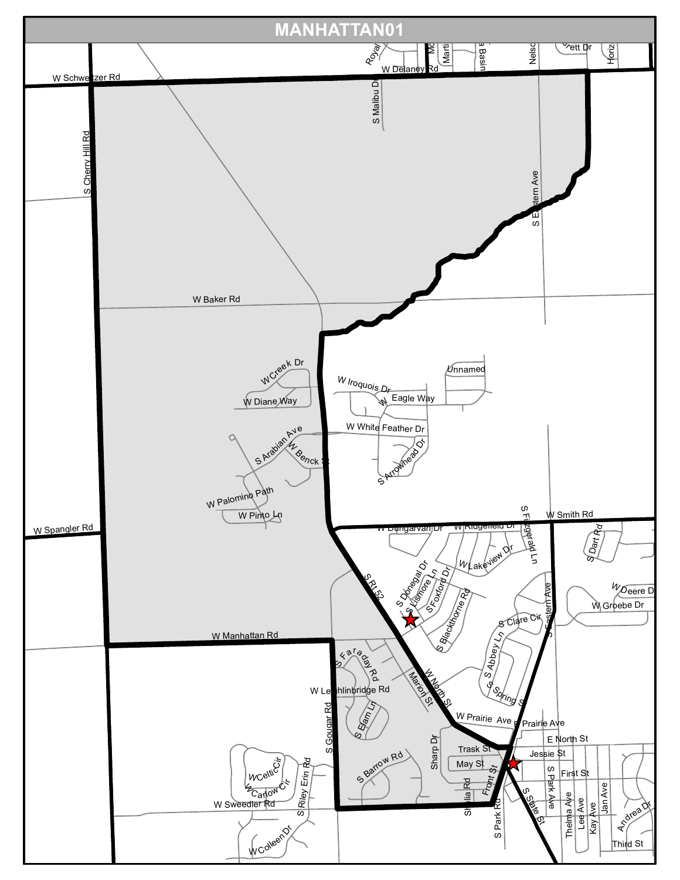# MANHATTAN01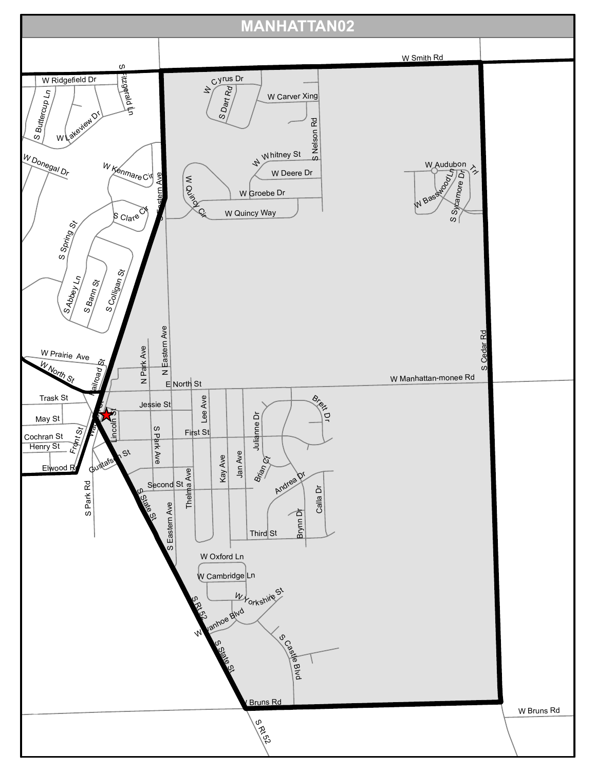# MANHATTAN02

W Smith Rd

W Ridgefield Dr

S Fitzgerald Ln

S Buttercup Ln

W Lakeview Dr

W Donegal Dr

W Kenmare Cir

S Eastern Ave

S Clare Cir

S Spring St

S Abbey Ln

S Bann St

S Colligan St

W Cyrus Dr

S Dart Rd

W Carver Xing

S Nelson Rd

W Whitney St

W Deere Dr

W Quincy Cir

W Groebe Dr

W Quincy Way

W Audubon Trl

W Basswood Ln

S Sycamore Dr

S Cedar Rd

W Prairie Ave

W North St

Railroad St

N Park Ave

N Eastern Ave

E North St

W Manhattan-monee Rd

Trask St

May St

Cochran St

Henry St

Elwood Rd

Front St

Wabash St

Lincoln St

Jessie St

Lee Ave

Brett Dr

Julianne Dr

First St

S Park Ave

Gustafson St

Brian Ct

Kay Ave

Jan Ave

Thelma Ave

Second St

Andrea Dr

S Park Rd

S State St

S Eastern Ave

Calla Dr

Brynn Dr

Third St

W Oxford Ln

W Cambridge Ln

W Yorkshire St

S Rt 52

W Ivanhoe Blvd

S State St

S Castle Blvd

W Bruns Rd

W Bruns Rd

S Rt 52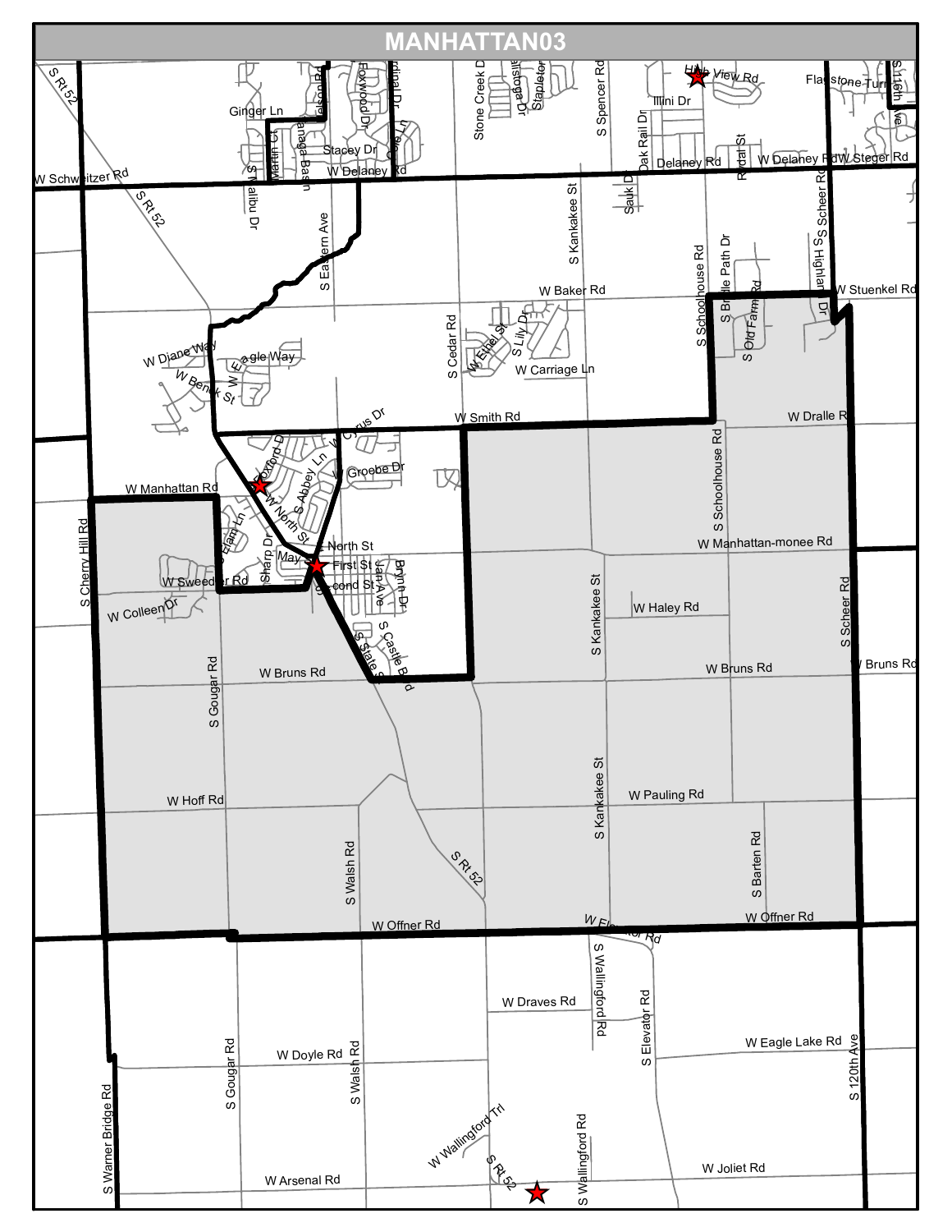# MANHATTAN03

S Rt 52
Ginger Ln
Nelson Rd
Foxwood Dr
Cardinal Dr
Stone Creek Dr
Saratoga Dr
Stapleton
S Spencer Rd
High View Rd
Flagstone Turn
S 116th Ave
Illini Dr
Martin Ct
Pangea Basin
Stacey Dr
Cole Ln
S Malibu Dr
Sauk Dr
Oak Rail Dr
Rodal St
W Schweitzer Rd
W Delaney Rd
Delaney Rd
W Delaney Rd
W Steger Rd
S Rt 52
S Eastern Ave
S Kankakee St
S Scheer Rd
S Highland Dr
S Schoolhouse Rd
S Bridle Path Dr
S Old Farm Rd
W Baker Rd
W Stuenkel Rd
S Cedar Rd
W Ethel St
S Lily Dr
W Diane Way
W Eagle Way
W Benck St
W Carriage Ln
W Smith Rd
W Dralle Rd
W Cyrus Dr
S Oxford Dr
S Abbey Ln
W Groebe Dr
W Manhattan Rd
W North St
S Cherry Hill Rd
S Elam Ln
Sharp Dr
North St
May St
First St
Second St
Jan Ave
Brynn Dr
W Sweedler Rd
W Colleen Dr
S Castle Blvd
S State St
S Schoolhouse Rd
W Manhattan-monee Rd
S Kankakee St
W Haley Rd
S Scheer Rd
W Bruns Rd
W Bruns Rd
W Bruns Rd
S Gougar Rd
W Hoff Rd
W Pauling Rd
S Kankakee St
S Walsh Rd
S Rt 52
S Barten Rd
W Offner Rd
W Elevator Rd
W Offner Rd
S Wallingford Rd
W Draves Rd
W Eagle Lake Rd
S Elevator Rd
W Doyle Rd
S Gougar Rd
S Walsh Rd
S 120th Ave
S Warner Bridge Rd
W Wallingford Trl
S Rt 52
S Wallingford Rd
W Joliet Rd
W Arsenal Rd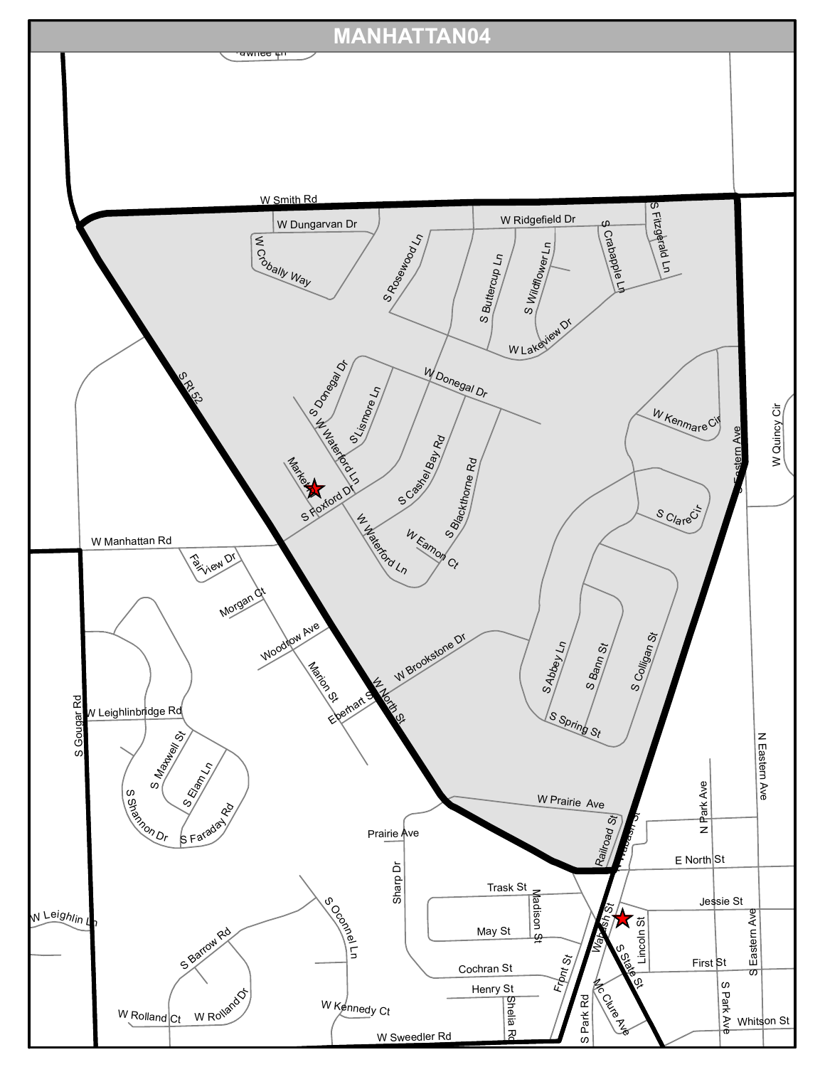# MANHATTAN04

W Smith Rd
W Dungarvan Dr
W Crobally Way
S Rosewood Ln
W Ridgefield Dr
S Buttercup Ln
S Wildflower Ln
S Crabapple Ln
S Fitzgerald Ln
W Lakeview Dr
W Donegal Dr
S Donegal Dr
S Lismore Ln
W Waterford Ln
Markey Ct
S Foxford Dr
S Cashel Bay Rd
S Blackthorne Rd
W Eamon Ct
W Kenmare Cir
S Eastern Ave
W Quincy Cir
S Clare Cir
S Rt 52
W Manhattan Rd
Fairview Dr
Morgan Ct
Woodrow Ave
Marion St
Eberhart St
W North St
W Brookstone Dr
S Abbey Ln
S Bann St
S Colligan St
S Spring St
S Gougar Rd
W Leighlinbridge Rd
S Maxwell St
S Elam Ln
S Faraday Rd
S Shannon Dr
W Prairie Ave
Prairie Ave
Railroad St
Wabash St
E North St
N Park Ave
N Eastern Ave
Sharp Dr
Trask St
Madison St
May St
Jessie St
Lincoln St
S State St
First St
S Eastern Ave
W Leighlin Ln
S Oconnel Ln
S Barrow Rd
W Rolland Dr
W Rolland Ct
W Kennedy Ct
Cochran St
Henry St
Front St
Shelia Rd
S Park Rd
Mc Clure Ave
S Park Ave
Whitson St
W Sweedler Rd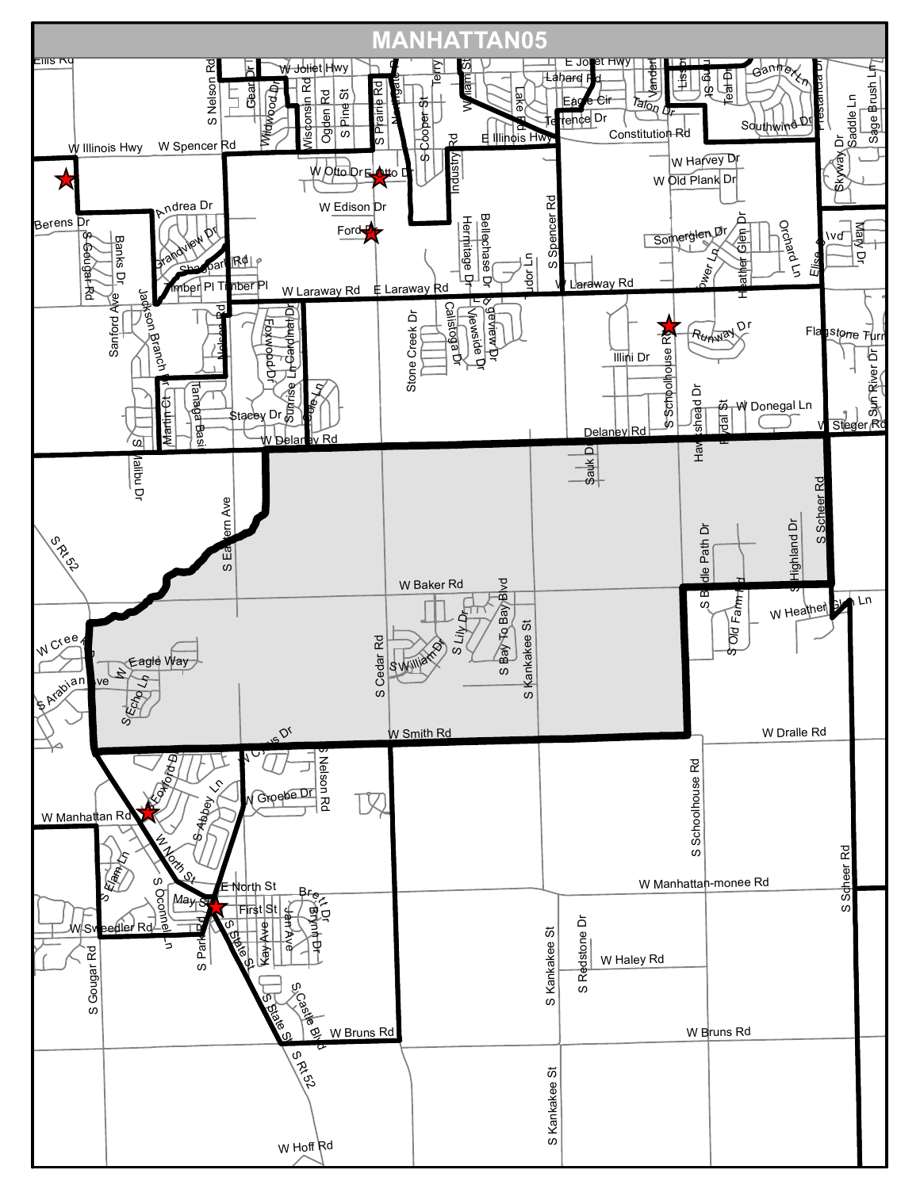# MANHATTAN05

Ellis Rd
W Joliet Hwy
E Joliet Hwy
Lahard Rd
Eagle Cir
Talon Dr
Terrence Dr
Constitution Rd
Gannet Ln
Southwind Dr
S Nelson Rd
Gear Dr
Wildwood Dr
Wisconsin Rd
Ogden Rd
S Pine St
S Prairie Rd
S Cooper St
Terry
William St
Lake
Vander
Lisso
Teal Dr
Saddle Ln
Sage Brush Ln
W Illinois Hwy
W Spencer Rd
E Illinois Hwy
Industry Rd
W Otto Dr
E Otto Dr
W Harvey Dr
W Old Plank Dr
Skyway Dr
W Edison Dr
Ford Dr
Berens Dr
Andrea Dr
Grandview Dr
Shagbark Rd
Timber Pl
S Gougar Rd
Banks Dr
Sanford Ave
Jackson Branch Dr
Hermitage Dr
Bellechase Dr
Tudor Ln
S Spencer Rd
Somerglen Dr
Heather Glen Dr
Orchard Ln
Elise Blvd
Mary Dr
W Laraway Rd
E Laraway Rd
W Laraway Rd
Foxwood Dr
Cardinal Dr
Nelson Rd
Stone Creek Dr
Calistoga Dr
Viewside Dr
Ridgeview Dr
Runway Dr
Flagstone Turn
Illini Dr
S Schoolhouse Rd
Hawkshead Dr
Rydal St
W Donegal Ln
Sun River Dr
W Steger Rd
Martin Ct
Tanager
Sunrise Ln
Cole Ln
Stacey Dr
W Delaney Rd
Delaney Rd
Malibu Dr
Sauk Dr
S Rt 52
S Eastern Ave
S Scheer Rd
S Highland Dr
S Bridle Path Dr
S Old Farm Rd
W Heather Glen Ln
W Baker Rd
S Lily Dr
S Bay To Bay Blvd
W Creek Rd
W Eagle Way
S Arabian Ave
S Echo Ln
S Cedar Rd
S William Dr
S Kankakee St
W Smith Rd
W Dralle Rd
W Crocus Dr
S Nelson Rd
W Groebe Dr
Foxford Dr
S Abbey Ln
W Manhattan Rd
W North St
S Elam Ln
S Oconnell Ln
E North St
May St
First St
Brett Dr
Brynn Dr
Jan Ave
Kay Ave
W Sweedler Rd
S Park Rd
S State St
S Castle Blvd
W Manhattan-monee Rd
S Schoolhouse Rd
S Scheer Rd
S Redstone Dr
W Haley Rd
S Gougar Rd
S Kankakee St
W Bruns Rd
W Bruns Rd
S Rt 52
W Hoff Rd